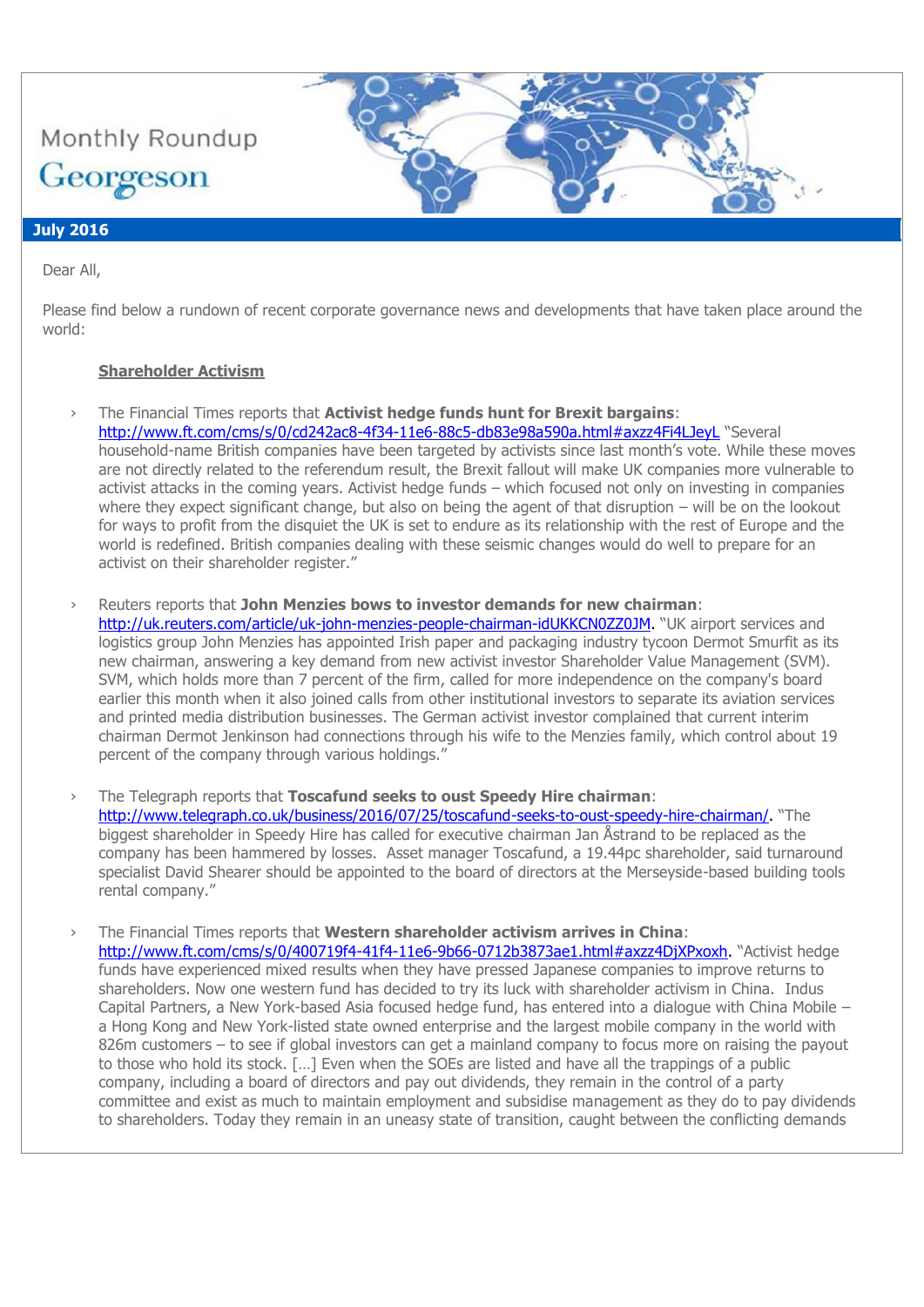Monthly Roundup

Georgeson

**July 2016**

Dear All,

Please find below a rundown of recent corporate governance news and developments that have taken place around the world:

## Shareholder Activism

- The Financial Times reports that **Activist hedge funds hunt for Brexit bargains**: http://www.ft.com/cms/s/0/cd242ac8-4f34-11e6-88c5-db83e98a590a.html#axzz4Fi4LJeyL "Several household-name British companies have been targeted by activists since last month's vote. While these moves are not directly related to the referendum result, the Brexit fallout will make UK companies more vulnerable to activist attacks in the coming years. Activist hedge funds – which focused not only on investing in companies where they expect significant change, but also on being the agent of that disruption – will be on the lookout for ways to profit from the disquiet the UK is set to endure as its relationship with the rest of Europe and the world is redefined. British companies dealing with these seismic changes would do well to prepare for an activist on their shareholder register."

- Reuters reports that **John Menzies bows to investor demands for new chairman**: http://uk.reuters.com/article/uk-john-menzies-people-chairman-idUKKCN0ZZ0JM. "UK airport services and logistics group John Menzies has appointed Irish paper and packaging industry tycoon Dermot Smurfit as its new chairman, answering a key demand from new activist investor Shareholder Value Management (SVM). SVM, which holds more than 7 percent of the firm, called for more independence on the company's board earlier this month when it also joined calls from other institutional investors to separate its aviation services and printed media distribution businesses. The German activist investor complained that current interim chairman Dermot Jenkinson had connections through his wife to the Menzies family, which control about 19 percent of the company through various holdings."

- The Telegraph reports that **Toscafund seeks to oust Speedy Hire chairman**: http://www.telegraph.co.uk/business/2016/07/25/toscafund-seeks-to-oust-speedy-hire-chairman/. "The biggest shareholder in Speedy Hire has called for executive chairman Jan Åstrand to be replaced as the company has been hammered by losses. Asset manager Toscafund, a 19.44pc shareholder, said turnaround specialist David Shearer should be appointed to the board of directors at the Merseyside-based building tools rental company."

- The Financial Times reports that **Western shareholder activism arrives in China**: http://www.ft.com/cms/s/0/400719f4-41f4-11e6-9b66-0712b3873ae1.html#axzz4DjXPxoxh. "Activist hedge funds have experienced mixed results when they have pressed Japanese companies to improve returns to shareholders. Now one western fund has decided to try its luck with shareholder activism in China. Indus Capital Partners, a New York-based Asia focused hedge fund, has entered into a dialogue with China Mobile – a Hong Kong and New York-listed state owned enterprise and the largest mobile company in the world with 826m customers – to see if global investors can get a mainland company to focus more on raising the payout to those who hold its stock. […] Even when the SOEs are listed and have all the trappings of a public company, including a board of directors and pay out dividends, they remain in the control of a party committee and exist as much to maintain employment and subsidise management as they do to pay dividends to shareholders. Today they remain in an uneasy state of transition, caught between the conflicting demands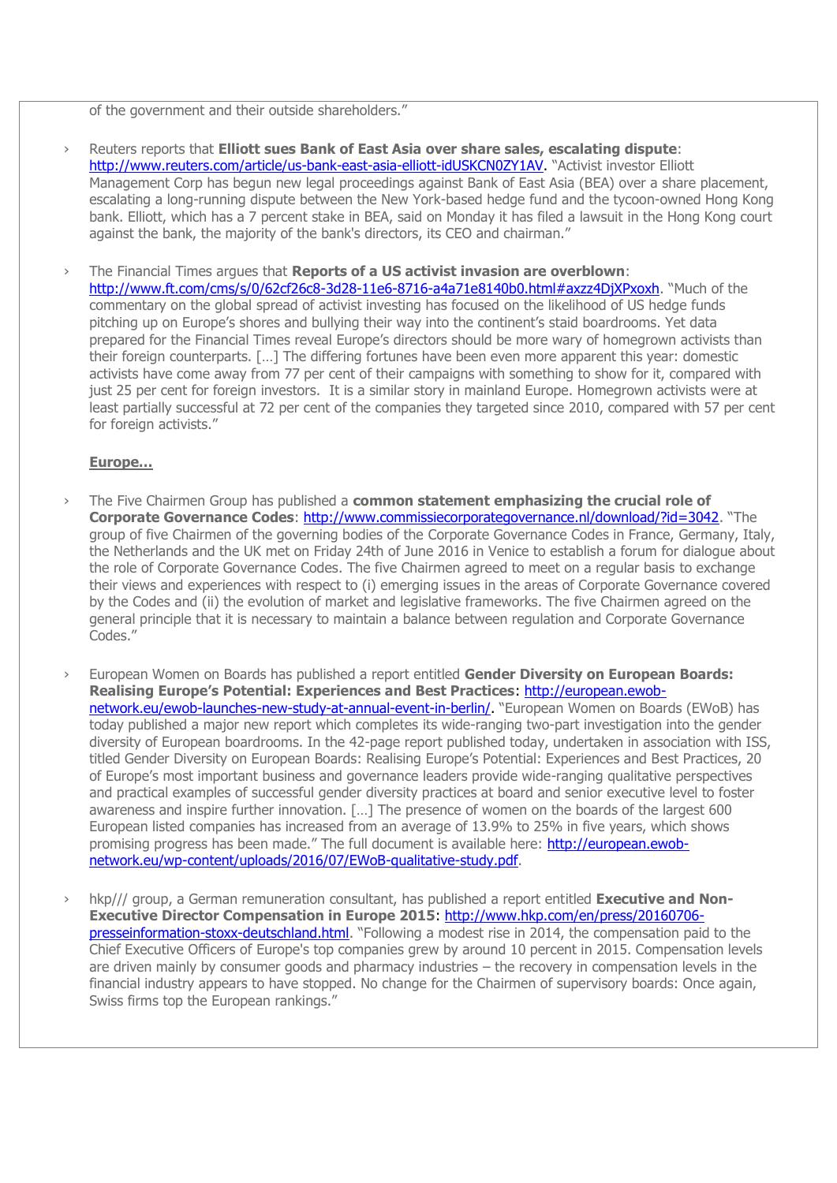of the government and their outside shareholders."

- Reuters reports that **Elliott sues Bank of East Asia over share sales, escalating dispute**: http://www.reuters.com/article/us-bank-east-asia-elliott-idUSKCN0ZY1AV. "Activist investor Elliott Management Corp has begun new legal proceedings against Bank of East Asia (BEA) over a share placement, escalating a long-running dispute between the New York-based hedge fund and the tycoon-owned Hong Kong bank. Elliott, which has a 7 percent stake in BEA, said on Monday it has filed a lawsuit in the Hong Kong court against the bank, the majority of the bank's directors, its CEO and chairman."

- The Financial Times argues that **Reports of a US activist invasion are overblown**: http://www.ft.com/cms/s/0/62cf26c8-3d28-11e6-8716-a4a71e8140b0.html#axzz4DjXPxoxh. "Much of the commentary on the global spread of activist investing has focused on the likelihood of US hedge funds pitching up on Europe's shores and bullying their way into the continent's staid boardrooms. Yet data prepared for the Financial Times reveal Europe's directors should be more wary of homegrown activists than their foreign counterparts. […] The differing fortunes have been even more apparent this year: domestic activists have come away from 77 per cent of their campaigns with something to show for it, compared with just 25 per cent for foreign investors. It is a similar story in mainland Europe. Homegrown activists were at least partially successful at 72 per cent of the companies they targeted since 2010, compared with 57 per cent for foreign activists."

**Europe…**

- The Five Chairmen Group has published a **common statement emphasizing the crucial role of Corporate Governance Codes**: http://www.commissiecorporategovernance.nl/download/?id=3042. "The group of five Chairmen of the governing bodies of the Corporate Governance Codes in France, Germany, Italy, the Netherlands and the UK met on Friday 24th of June 2016 in Venice to establish a forum for dialogue about the role of Corporate Governance Codes. The five Chairmen agreed to meet on a regular basis to exchange their views and experiences with respect to (i) emerging issues in the areas of Corporate Governance covered by the Codes and (ii) the evolution of market and legislative frameworks. The five Chairmen agreed on the general principle that it is necessary to maintain a balance between regulation and Corporate Governance Codes."

- European Women on Boards has published a report entitled **Gender Diversity on European Boards: Realising Europe's Potential: Experiences and Best Practices**: http://european.ewob-network.eu/ewob-launches-new-study-at-annual-event-in-berlin/. "European Women on Boards (EWoB) has today published a major new report which completes its wide-ranging two-part investigation into the gender diversity of European boardrooms. In the 42-page report published today, undertaken in association with ISS, titled Gender Diversity on European Boards: Realising Europe's Potential: Experiences and Best Practices, 20 of Europe's most important business and governance leaders provide wide-ranging qualitative perspectives and practical examples of successful gender diversity practices at board and senior executive level to foster awareness and inspire further innovation. […] The presence of women on the boards of the largest 600 European listed companies has increased from an average of 13.9% to 25% in five years, which shows promising progress has been made." The full document is available here: http://european.ewob-network.eu/wp-content/uploads/2016/07/EWoB-qualitative-study.pdf.

- hkp/// group, a German remuneration consultant, has published a report entitled **Executive and Non-Executive Director Compensation in Europe 2015**: http://www.hkp.com/en/press/20160706-presseinformation-stoxx-deutschland.html. "Following a modest rise in 2014, the compensation paid to the Chief Executive Officers of Europe's top companies grew by around 10 percent in 2015. Compensation levels are driven mainly by consumer goods and pharmacy industries – the recovery in compensation levels in the financial industry appears to have stopped. No change for the Chairmen of supervisory boards: Once again, Swiss firms top the European rankings."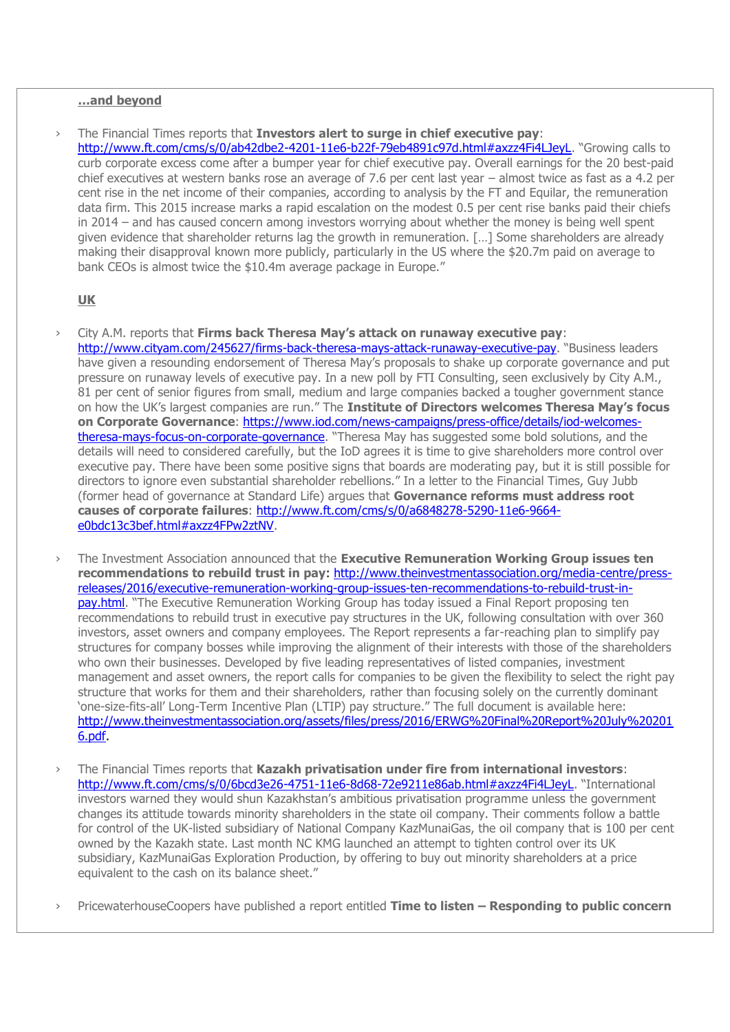**...and beyond**

- The Financial Times reports that **Investors alert to surge in chief executive pay**: http://www.ft.com/cms/s/0/ab42dbe2-4201-11e6-b22f-79eb4891c97d.html#axzz4Fi4LJeyL. "Growing calls to curb corporate excess come after a bumper year for chief executive pay. Overall earnings for the 20 best-paid chief executives at western banks rose an average of 7.6 per cent last year – almost twice as fast as a 4.2 per cent rise in the net income of their companies, according to analysis by the FT and Equilar, the remuneration data firm. This 2015 increase marks a rapid escalation on the modest 0.5 per cent rise banks paid their chiefs in 2014 – and has caused concern among investors worrying about whether the money is being well spent given evidence that shareholder returns lag the growth in remuneration. [...] Some shareholders are already making their disapproval known more publicly, particularly in the US where the $20.7m paid on average to bank CEOs is almost twice the $10.4m average package in Europe."

**UK**

- City A.M. reports that **Firms back Theresa May's attack on runaway executive pay**: http://www.cityam.com/245627/firms-back-theresa-mays-attack-runaway-executive-pay. "Business leaders have given a resounding endorsement of Theresa May's proposals to shake up corporate governance and put pressure on runaway levels of executive pay. In a new poll by FTI Consulting, seen exclusively by City A.M., 81 per cent of senior figures from small, medium and large companies backed a tougher government stance on how the UK's largest companies are run." The **Institute of Directors welcomes Theresa May's focus on Corporate Governance**: https://www.iod.com/news-campaigns/press-office/details/iod-welcomes-theresa-mays-focus-on-corporate-governance. "Theresa May has suggested some bold solutions, and the details will need to considered carefully, but the IoD agrees it is time to give shareholders more control over executive pay. There have been some positive signs that boards are moderating pay, but it is still possible for directors to ignore even substantial shareholder rebellions." In a letter to the Financial Times, Guy Jubb (former head of governance at Standard Life) argues that **Governance reforms must address root causes of corporate failures**: http://www.ft.com/cms/s/0/a6848278-5290-11e6-9664-e0bdc13c3bef.html#axzz4FPw2ztNV.

- The Investment Association announced that the **Executive Remuneration Working Group issues ten recommendations to rebuild trust in pay:** http://www.theinvestmentassociation.org/media-centre/press-releases/2016/executive-remuneration-working-group-issues-ten-recommendations-to-rebuild-trust-in-pay.html. "The Executive Remuneration Working Group has today issued a Final Report proposing ten recommendations to rebuild trust in executive pay structures in the UK, following consultation with over 360 investors, asset owners and company employees. The Report represents a far-reaching plan to simplify pay structures for company bosses while improving the alignment of their interests with those of the shareholders who own their businesses. Developed by five leading representatives of listed companies, investment management and asset owners, the report calls for companies to be given the flexibility to select the right pay structure that works for them and their shareholders, rather than focusing solely on the currently dominant 'one-size-fits-all' Long-Term Incentive Plan (LTIP) pay structure." The full document is available here: http://www.theinvestmentassociation.org/assets/files/press/2016/ERWG%20Final%20Report%20July%202016.pdf.

- The Financial Times reports that **Kazakh privatisation under fire from international investors**: http://www.ft.com/cms/s/0/6bcd3e26-4751-11e6-8d68-72e9211e86ab.html#axzz4Fi4LJeyL. "International investors warned they would shun Kazakhstan's ambitious privatisation programme unless the government changes its attitude towards minority shareholders in the state oil company. Their comments follow a battle for control of the UK-listed subsidiary of National Company KazMunaiGas, the oil company that is 100 per cent owned by the Kazakh state. Last month NC KMG launched an attempt to tighten control over its UK subsidiary, KazMunaiGas Exploration Production, by offering to buy out minority shareholders at a price equivalent to the cash on its balance sheet."

- PricewaterhouseCoopers have published a report entitled **Time to listen – Responding to public concern**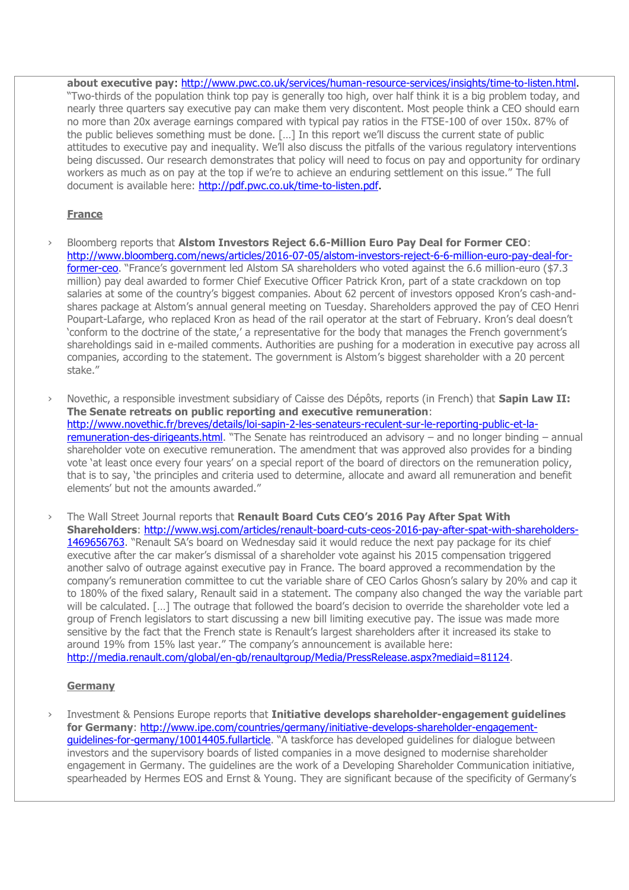**about executive pay**: http://www.pwc.co.uk/services/human-resource-services/insights/time-to-listen.html. "Two-thirds of the population think top pay is generally too high, over half think it is a big problem today, and nearly three quarters say executive pay can make them very discontent. Most people think a CEO should earn no more than 20x average earnings compared with typical pay ratios in the FTSE-100 of over 150x. 87% of the public believes something must be done. […] In this report we'll discuss the current state of public attitudes to executive pay and inequality. We'll also discuss the pitfalls of the various regulatory interventions being discussed. Our research demonstrates that policy will need to focus on pay and opportunity for ordinary workers as much as on pay at the top if we're to achieve an enduring settlement on this issue." The full document is available here: http://pdf.pwc.co.uk/time-to-listen.pdf.

**France**

- Bloomberg reports that **Alstom Investors Reject 6.6-Million Euro Pay Deal for Former CEO**: http://www.bloomberg.com/news/articles/2016-07-05/alstom-investors-reject-6-6-million-euro-pay-deal-for-former-ceo. "France's government led Alstom SA shareholders who voted against the 6.6 million-euro ($7.3 million) pay deal awarded to former Chief Executive Officer Patrick Kron, part of a state crackdown on top salaries at some of the country's biggest companies. About 62 percent of investors opposed Kron's cash-and-shares package at Alstom's annual general meeting on Tuesday. Shareholders approved the pay of CEO Henri Poupart-Lafarge, who replaced Kron as head of the rail operator at the start of February. Kron's deal doesn't 'conform to the doctrine of the state,' a representative for the body that manages the French government's shareholdings said in e-mailed comments. Authorities are pushing for a moderation in executive pay across all companies, according to the statement. The government is Alstom's biggest shareholder with a 20 percent stake."

- Novethic, a responsible investment subsidiary of Caisse des Dépôts, reports (in French) that **Sapin Law II: The Senate retreats on public reporting and executive remuneration**: http://www.novethic.fr/breves/details/loi-sapin-2-les-senateurs-reculent-sur-le-reporting-public-et-la-remuneration-des-dirigeants.html. "The Senate has reintroduced an advisory – and no longer binding – annual shareholder vote on executive remuneration. The amendment that was approved also provides for a binding vote 'at least once every four years' on a special report of the board of directors on the remuneration policy, that is to say, 'the principles and criteria used to determine, allocate and award all remuneration and benefit elements' but not the amounts awarded."

- The Wall Street Journal reports that **Renault Board Cuts CEO's 2016 Pay After Spat With Shareholders**: http://www.wsj.com/articles/renault-board-cuts-ceos-2016-pay-after-spat-with-shareholders-1469656763. "Renault SA's board on Wednesday said it would reduce the next pay package for its chief executive after the car maker's dismissal of a shareholder vote against his 2015 compensation triggered another salvo of outrage against executive pay in France. The board approved a recommendation by the company's remuneration committee to cut the variable share of CEO Carlos Ghosn's salary by 20% and cap it to 180% of the fixed salary, Renault said in a statement. The company also changed the way the variable part will be calculated. […] The outrage that followed the board's decision to override the shareholder vote led a group of French legislators to start discussing a new bill limiting executive pay. The issue was made more sensitive by the fact that the French state is Renault's largest shareholders after it increased its stake to around 19% from 15% last year." The company's announcement is available here: http://media.renault.com/global/en-gb/renaultgroup/Media/PressRelease.aspx?mediaid=81124.

**Germany**

- Investment & Pensions Europe reports that **Initiative develops shareholder-engagement guidelines for Germany**: http://www.ipe.com/countries/germany/initiative-develops-shareholder-engagement-guidelines-for-germany/10014405.fullarticle. "A taskforce has developed guidelines for dialogue between investors and the supervisory boards of listed companies in a move designed to modernise shareholder engagement in Germany. The guidelines are the work of a Developing Shareholder Communication initiative, spearheaded by Hermes EOS and Ernst & Young. They are significant because of the specificity of Germany's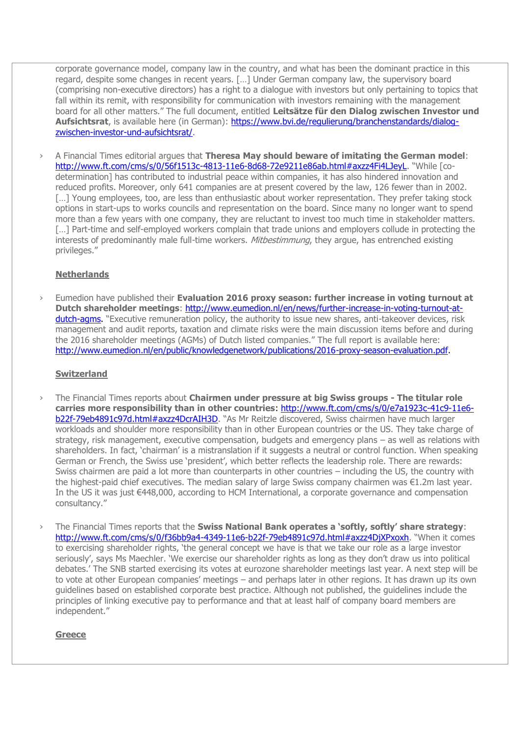corporate governance model, company law in the country, and what has been the dominant practice in this regard, despite some changes in recent years. […] Under German company law, the supervisory board (comprising non-executive directors) has a right to a dialogue with investors but only pertaining to topics that fall within its remit, with responsibility for communication with investors remaining with the management board for all other matters." The full document, entitled **Leitsätze für den Dialog zwischen Investor und Aufsichtsrat**, is available here (in German): https://www.bvi.de/regulierung/branchenstandards/dialog-zwischen-investor-und-aufsichtsrat/.

› A Financial Times editorial argues that **Theresa May should beware of imitating the German model**: http://www.ft.com/cms/s/0/56f1513c-4813-11e6-8d68-72e9211e86ab.html#axzz4Fi4LJeyL. "While [co-determination] has contributed to industrial peace within companies, it has also hindered innovation and reduced profits. Moreover, only 641 companies are at present covered by the law, 126 fewer than in 2002. […] Young employees, too, are less than enthusiastic about worker representation. They prefer taking stock options in start-ups to works councils and representation on the board. Since many no longer want to spend more than a few years with one company, they are reluctant to invest too much time in stakeholder matters. […] Part-time and self-employed workers complain that trade unions and employers collude in protecting the interests of predominantly male full-time workers. *Mitbestimmung*, they argue, has entrenched existing privileges."

**Netherlands**

› Eumedion have published their **Evaluation 2016 proxy season: further increase in voting turnout at Dutch shareholder meetings**: http://www.eumedion.nl/en/news/further-increase-in-voting-turnout-at-dutch-agms. "Executive remuneration policy, the authority to issue new shares, anti-takeover devices, risk management and audit reports, taxation and climate risks were the main discussion items before and during the 2016 shareholder meetings (AGMs) of Dutch listed companies." The full report is available here: http://www.eumedion.nl/en/public/knowledgenetwork/publications/2016-proxy-season-evaluation.pdf.

**Switzerland**

› The Financial Times reports about **Chairmen under pressure at big Swiss groups - The titular role carries more responsibility than in other countries**: http://www.ft.com/cms/s/0/e7a1923c-41c9-11e6-b22f-79eb4891c97d.html#axzz4DcrAIH3D. "As Mr Reitzle discovered, Swiss chairmen have much larger workloads and shoulder more responsibility than in other European countries or the US. They take charge of strategy, risk management, executive compensation, budgets and emergency plans – as well as relations with shareholders. In fact, 'chairman' is a mistranslation if it suggests a neutral or control function. When speaking German or French, the Swiss use 'president', which better reflects the leadership role. There are rewards: Swiss chairmen are paid a lot more than counterparts in other countries – including the US, the country with the highest-paid chief executives. The median salary of large Swiss company chairmen was €1.2m last year. In the US it was just €448,000, according to HCM International, a corporate governance and compensation consultancy."

› The Financial Times reports that the **Swiss National Bank operates a 'softly, softly' share strategy**: http://www.ft.com/cms/s/0/f36bb9a4-4349-11e6-b22f-79eb4891c97d.html#axzz4DjXPxoxh. "When it comes to exercising shareholder rights, 'the general concept we have is that we take our role as a large investor seriously', says Ms Maechler. 'We exercise our shareholder rights as long as they don't draw us into political debates.' The SNB started exercising its votes at eurozone shareholder meetings last year. A next step will be to vote at other European companies' meetings – and perhaps later in other regions. It has drawn up its own guidelines based on established corporate best practice. Although not published, the guidelines include the principles of linking executive pay to performance and that at least half of company board members are independent."

**Greece**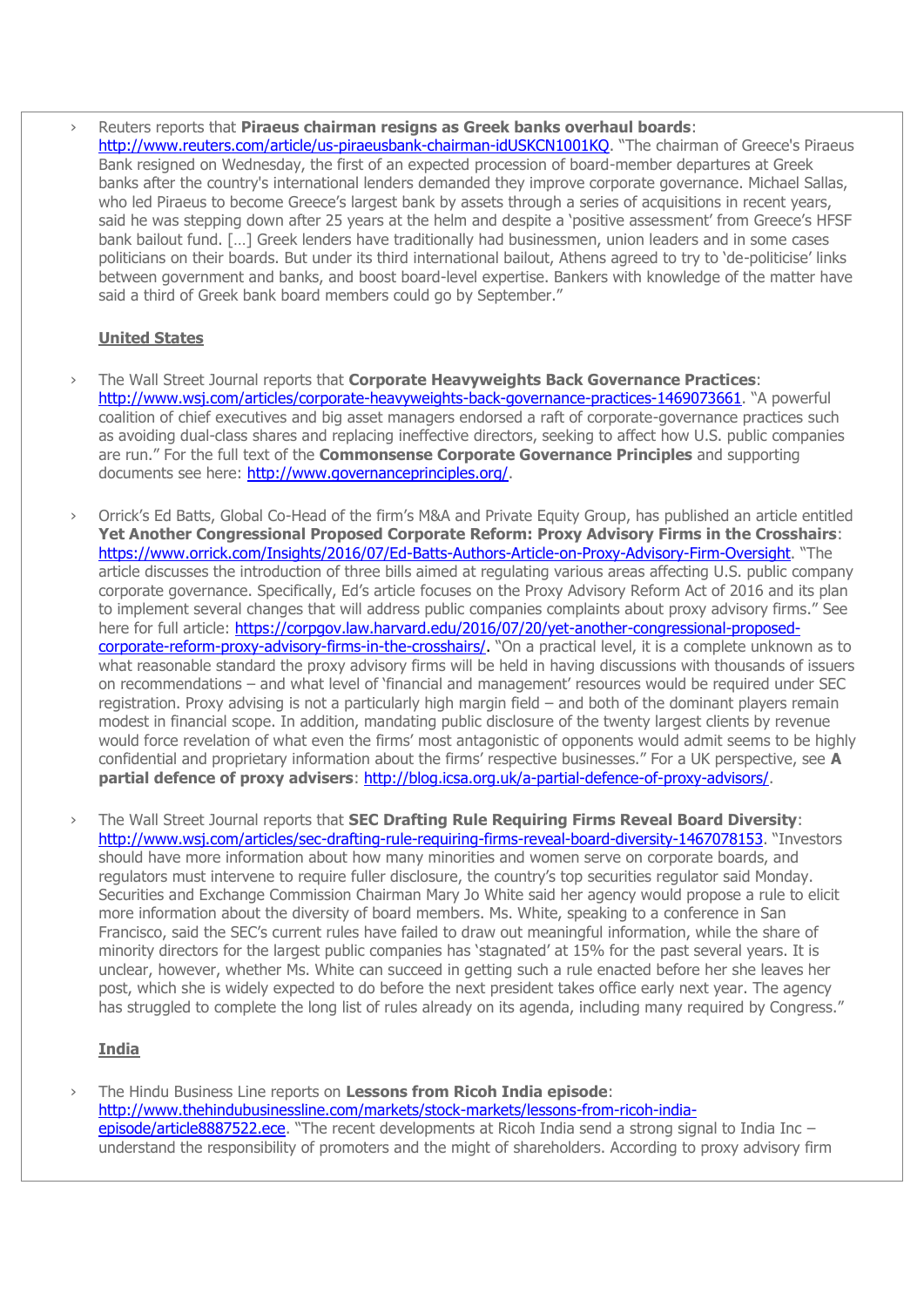- Reuters reports that **Piraeus chairman resigns as Greek banks overhaul boards**: http://www.reuters.com/article/us-piraeusbank-chairman-idUSKCN1001KQ. "The chairman of Greece's Piraeus Bank resigned on Wednesday, the first of an expected procession of board-member departures at Greek banks after the country's international lenders demanded they improve corporate governance. Michael Sallas, who led Piraeus to become Greece's largest bank by assets through a series of acquisitions in recent years, said he was stepping down after 25 years at the helm and despite a 'positive assessment' from Greece's HFSF bank bailout fund. […] Greek lenders have traditionally had businessmen, union leaders and in some cases politicians on their boards. But under its third international bailout, Athens agreed to try to 'de-politicise' links between government and banks, and boost board-level expertise. Bankers with knowledge of the matter have said a third of Greek bank board members could go by September."

## United States

- The Wall Street Journal reports that **Corporate Heavyweights Back Governance Practices**: http://www.wsj.com/articles/corporate-heavyweights-back-governance-practices-1469073661. "A powerful coalition of chief executives and big asset managers endorsed a raft of corporate-governance practices such as avoiding dual-class shares and replacing ineffective directors, seeking to affect how U.S. public companies are run." For the full text of the **Commonsense Corporate Governance Principles** and supporting documents see here: http://www.governanceprinciples.org/.

- Orrick's Ed Batts, Global Co-Head of the firm's M&A and Private Equity Group, has published an article entitled **Yet Another Congressional Proposed Corporate Reform: Proxy Advisory Firms in the Crosshairs**: https://www.orrick.com/Insights/2016/07/Ed-Batts-Authors-Article-on-Proxy-Advisory-Firm-Oversight. "The article discusses the introduction of three bills aimed at regulating various areas affecting U.S. public company corporate governance. Specifically, Ed's article focuses on the Proxy Advisory Reform Act of 2016 and its plan to implement several changes that will address public companies complaints about proxy advisory firms." See here for full article: https://corpgov.law.harvard.edu/2016/07/20/yet-another-congressional-proposed-corporate-reform-proxy-advisory-firms-in-the-crosshairs/. "On a practical level, it is a complete unknown as to what reasonable standard the proxy advisory firms will be held in having discussions with thousands of issuers on recommendations – and what level of 'financial and management' resources would be required under SEC registration. Proxy advising is not a particularly high margin field – and both of the dominant players remain modest in financial scope. In addition, mandating public disclosure of the twenty largest clients by revenue would force revelation of what even the firms' most antagonistic of opponents would admit seems to be highly confidential and proprietary information about the firms' respective businesses." For a UK perspective, see **A partial defence of proxy advisers**: http://blog.icsa.org.uk/a-partial-defence-of-proxy-advisors/.

- The Wall Street Journal reports that **SEC Drafting Rule Requiring Firms Reveal Board Diversity**: http://www.wsj.com/articles/sec-drafting-rule-requiring-firms-reveal-board-diversity-1467078153. "Investors should have more information about how many minorities and women serve on corporate boards, and regulators must intervene to require fuller disclosure, the country's top securities regulator said Monday. Securities and Exchange Commission Chairman Mary Jo White said her agency would propose a rule to elicit more information about the diversity of board members. Ms. White, speaking to a conference in San Francisco, said the SEC's current rules have failed to draw out meaningful information, while the share of minority directors for the largest public companies has 'stagnated' at 15% for the past several years. It is unclear, however, whether Ms. White can succeed in getting such a rule enacted before her she leaves her post, which she is widely expected to do before the next president takes office early next year. The agency has struggled to complete the long list of rules already on its agenda, including many required by Congress."

## India

- The Hindu Business Line reports on **Lessons from Ricoh India episode**: http://www.thehindubusinessline.com/markets/stock-markets/lessons-from-ricoh-india-episode/article8887522.ece. "The recent developments at Ricoh India send a strong signal to India Inc – understand the responsibility of promoters and the might of shareholders. According to proxy advisory firm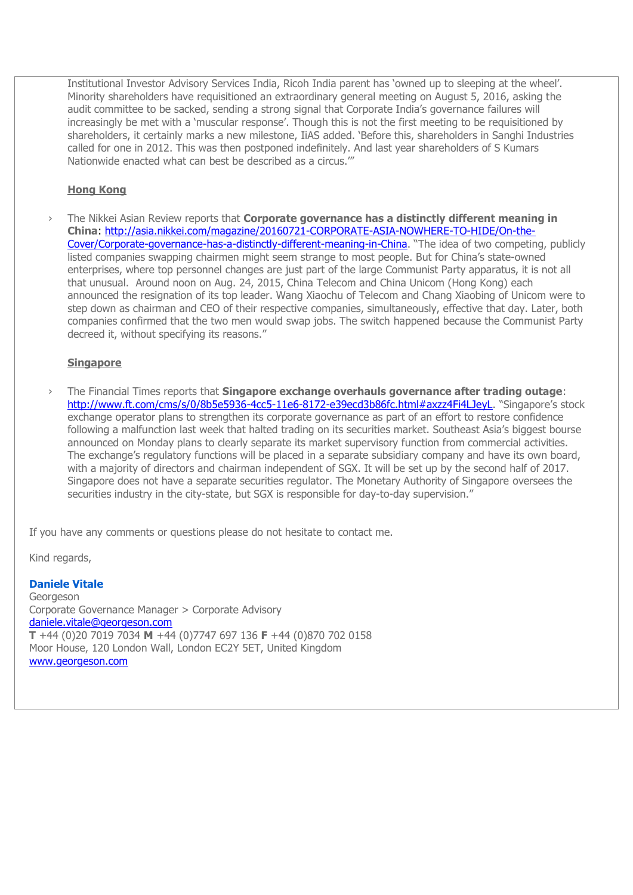Institutional Investor Advisory Services India, Ricoh India parent has 'owned up to sleeping at the wheel'. Minority shareholders have requisitioned an extraordinary general meeting on August 5, 2016, asking the audit committee to be sacked, sending a strong signal that Corporate India's governance failures will increasingly be met with a 'muscular response'. Though this is not the first meeting to be requisitioned by shareholders, it certainly marks a new milestone, IiAS added. 'Before this, shareholders in Sanghi Industries called for one in 2012. This was then postponed indefinitely. And last year shareholders of S Kumars Nationwide enacted what can best be described as a circus.'"

## Hong Kong

- The Nikkei Asian Review reports that **Corporate governance has a distinctly different meaning in China**: http://asia.nikkei.com/magazine/20160721-CORPORATE-ASIA-NOWHERE-TO-HIDE/On-the-Cover/Corporate-governance-has-a-distinctly-different-meaning-in-China. "The idea of two competing, publicly listed companies swapping chairmen might seem strange to most people. But for China's state-owned enterprises, where top personnel changes are just part of the large Communist Party apparatus, it is not all that unusual. Around noon on Aug. 24, 2015, China Telecom and China Unicom (Hong Kong) each announced the resignation of its top leader. Wang Xiaochu of Telecom and Chang Xiaobing of Unicom were to step down as chairman and CEO of their respective companies, simultaneously, effective that day. Later, both companies confirmed that the two men would swap jobs. The switch happened because the Communist Party decreed it, without specifying its reasons."

## Singapore

- The Financial Times reports that **Singapore exchange overhauls governance after trading outage**: http://www.ft.com/cms/s/0/8b5e5936-4cc5-11e6-8172-e39ecd3b86fc.html#axzz4Fi4LJeyL. "Singapore's stock exchange operator plans to strengthen its corporate governance as part of an effort to restore confidence following a malfunction last week that halted trading on its securities market. Southeast Asia's biggest bourse announced on Monday plans to clearly separate its market supervisory function from commercial activities. The exchange's regulatory functions will be placed in a separate subsidiary company and have its own board, with a majority of directors and chairman independent of SGX. It will be set up by the second half of 2017. Singapore does not have a separate securities regulator. The Monetary Authority of Singapore oversees the securities industry in the city-state, but SGX is responsible for day-to-day supervision."

If you have any comments or questions please do not hesitate to contact me.

Kind regards,

**Daniele Vitale**
Georgeson
Corporate Governance Manager > Corporate Advisory
daniele.vitale@georgeson.com
**T** +44 (0)20 7019 7034 **M** +44 (0)7747 697 136 **F** +44 (0)870 702 0158
Moor House, 120 London Wall, London EC2Y 5ET, United Kingdom
www.georgeson.com